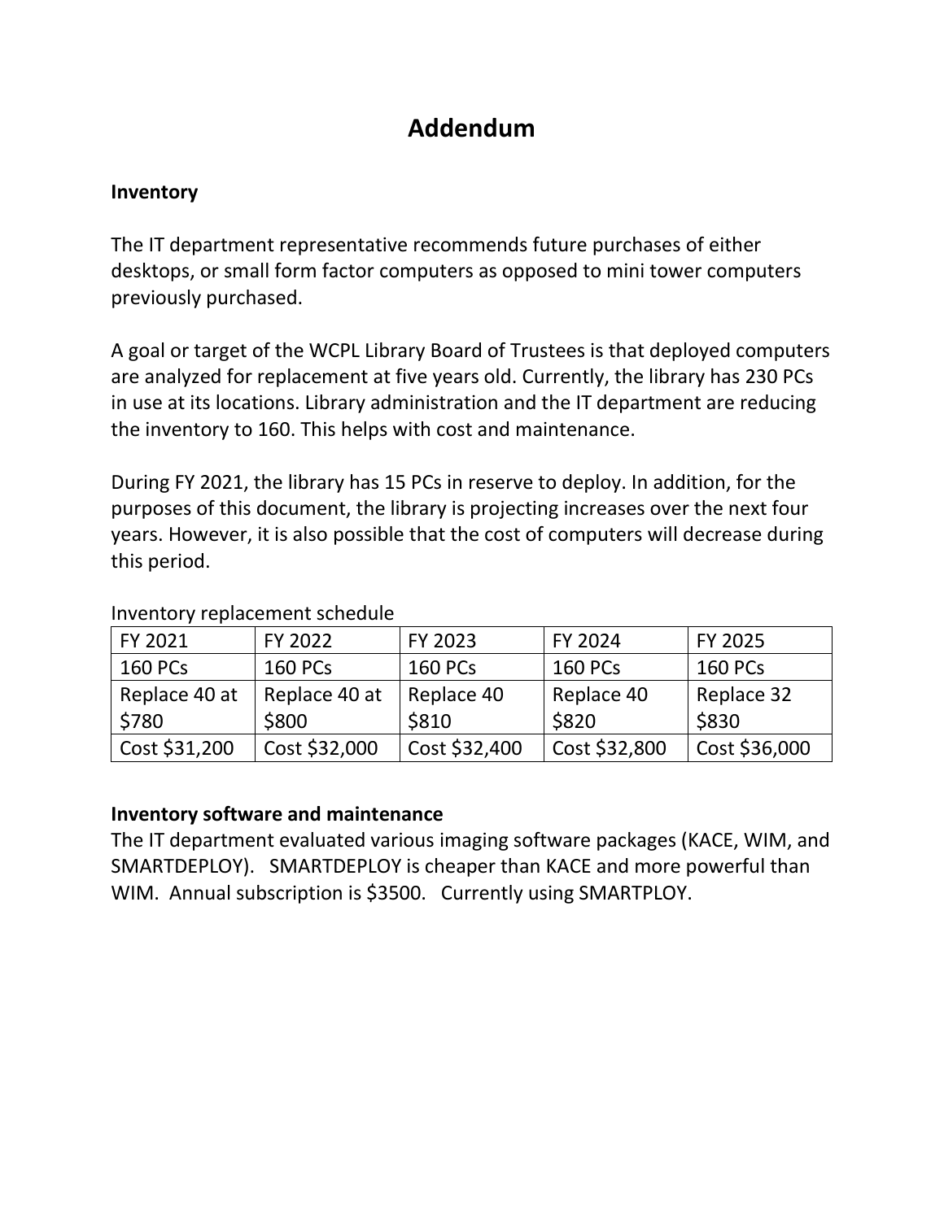# Addendum

**Inventory**

The IT department representative recommends future purchases of either desktops, or small form factor computers as opposed to mini tower computers previously purchased.

A goal or target of the WCPL Library Board of Trustees is that deployed computers are analyzed for replacement at five years old. Currently, the library has 230 PCs in use at its locations. Library administration and the IT department are reducing the inventory to 160. This helps with cost and maintenance.

During FY 2021, the library has 15 PCs in reserve to deploy. In addition, for the purposes of this document, the library is projecting increases over the next four years. However, it is also possible that the cost of computers will decrease during this period.

Inventory replacement schedule

| FY 2021 | FY 2022 | FY 2023 | FY 2024 | FY 2025 |
|---|---|---|---|---|
| 160 PCs | 160 PCs | 160 PCs | 160 PCs | 160 PCs |
| Replace 40 at $780 | Replace 40 at $800 | Replace 40 $810 | Replace 40 $820 | Replace 32 $830 |
| Cost $31,200 | Cost $32,000 | Cost $32,400 | Cost $32,800 | Cost $36,000 |

**Inventory software and maintenance**

The IT department evaluated various imaging software packages (KACE, WIM, and SMARTDEPLOY). SMARTDEPLOY is cheaper than KACE and more powerful than WIM. Annual subscription is $3500. Currently using SMARTPLOY.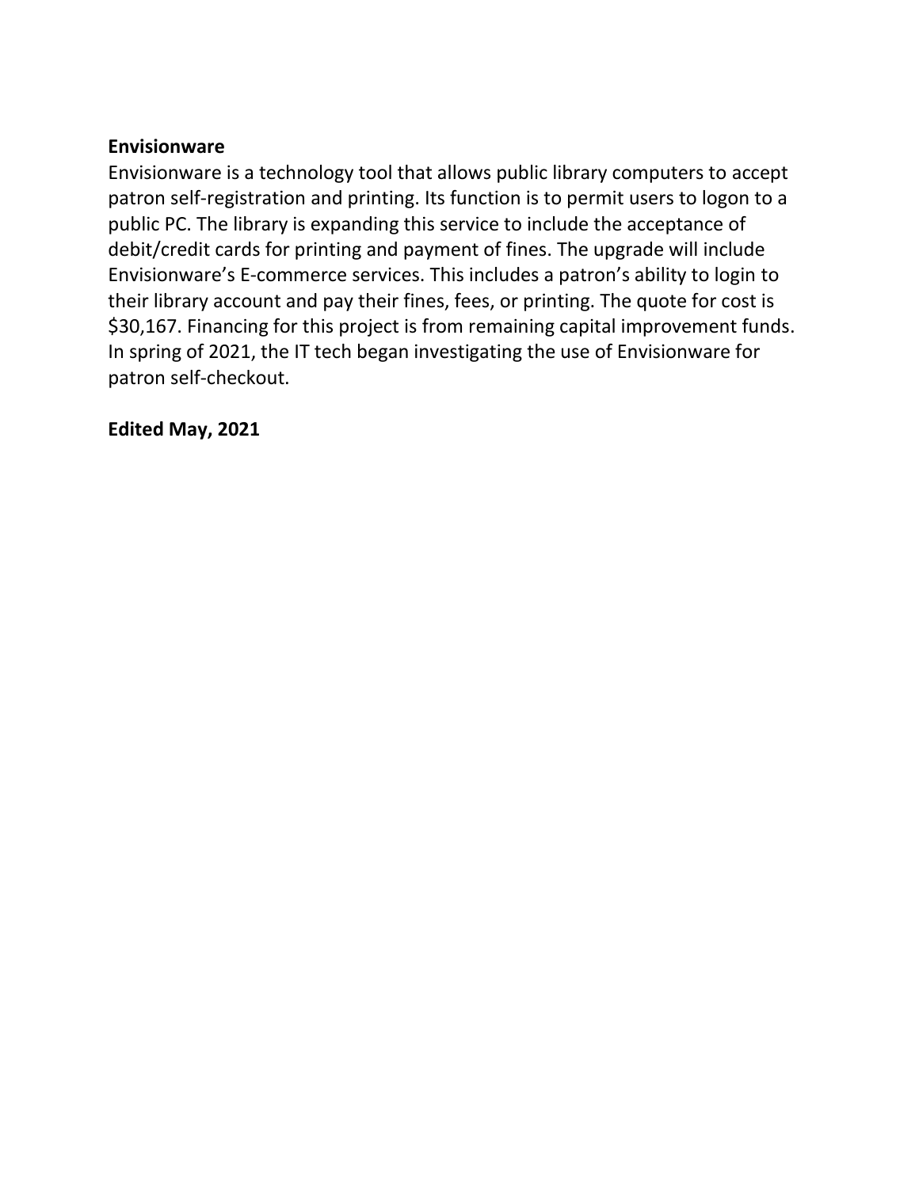**Envisionware**

Envisionware is a technology tool that allows public library computers to accept patron self-registration and printing. Its function is to permit users to logon to a public PC. The library is expanding this service to include the acceptance of debit/credit cards for printing and payment of fines. The upgrade will include Envisionware's E-commerce services. This includes a patron's ability to login to their library account and pay their fines, fees, or printing. The quote for cost is $30,167. Financing for this project is from remaining capital improvement funds. In spring of 2021, the IT tech began investigating the use of Envisionware for patron self-checkout.

**Edited May, 2021**